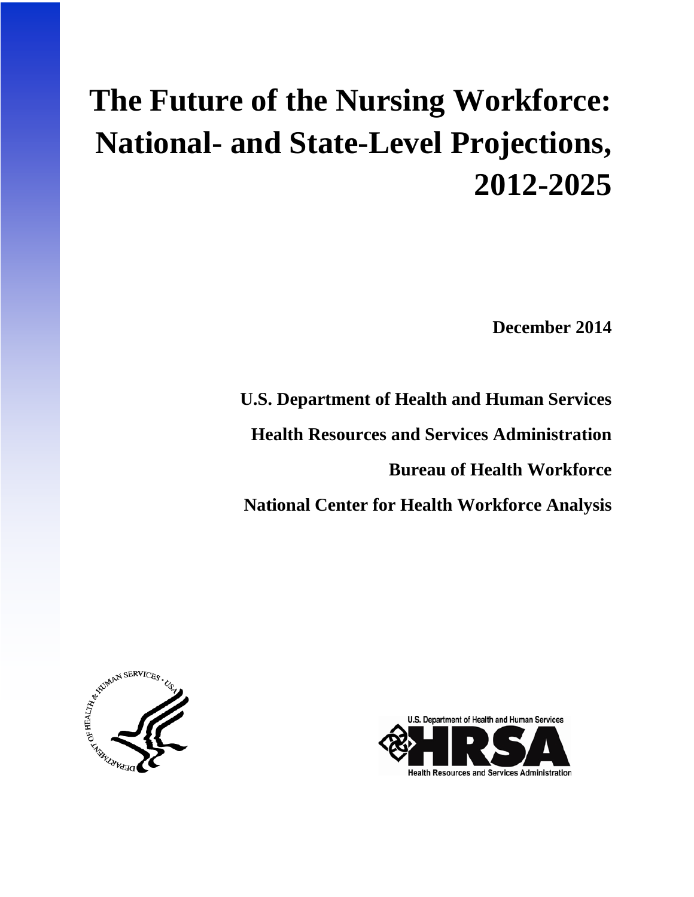# The Future of the Nursing Workforce: National- and State-Level Projections, 2012-2025

**December 2014**

**U.S. Department of Health and Human Services**

**Health Resources and Services Administration**

**Bureau of Health Workforce**

**National Center for Health Workforce Analysis**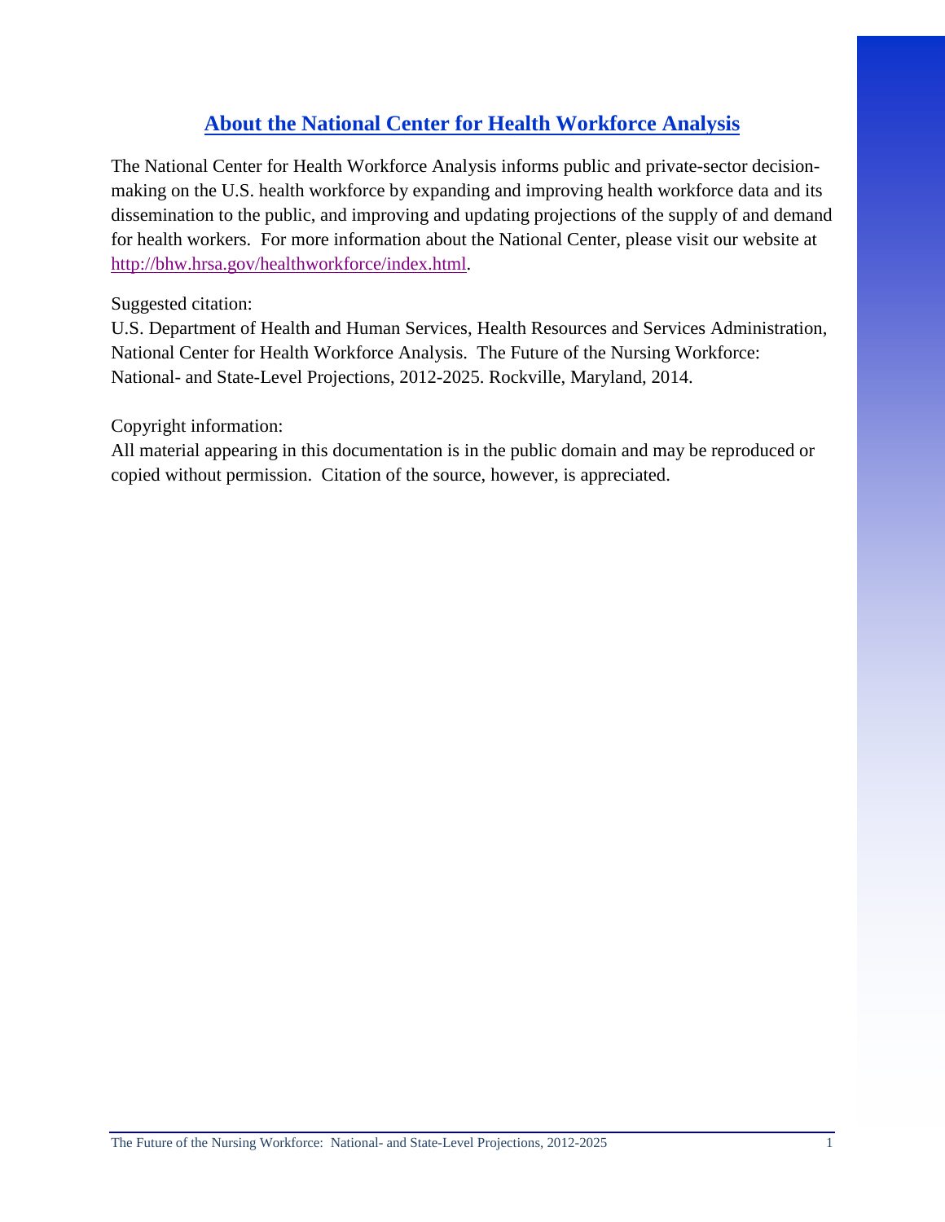## About the National Center for Health Workforce Analysis

The National Center for Health Workforce Analysis informs public and private-sector decision-making on the U.S. health workforce by expanding and improving health workforce data and its dissemination to the public, and improving and updating projections of the supply of and demand for health workers. For more information about the National Center, please visit our website at http://bhw.hrsa.gov/healthworkforce/index.html.

Suggested citation:
U.S. Department of Health and Human Services, Health Resources and Services Administration, National Center for Health Workforce Analysis. The Future of the Nursing Workforce: National- and State-Level Projections, 2012-2025. Rockville, Maryland, 2014.

Copyright information:
All material appearing in this documentation is in the public domain and may be reproduced or copied without permission. Citation of the source, however, is appreciated.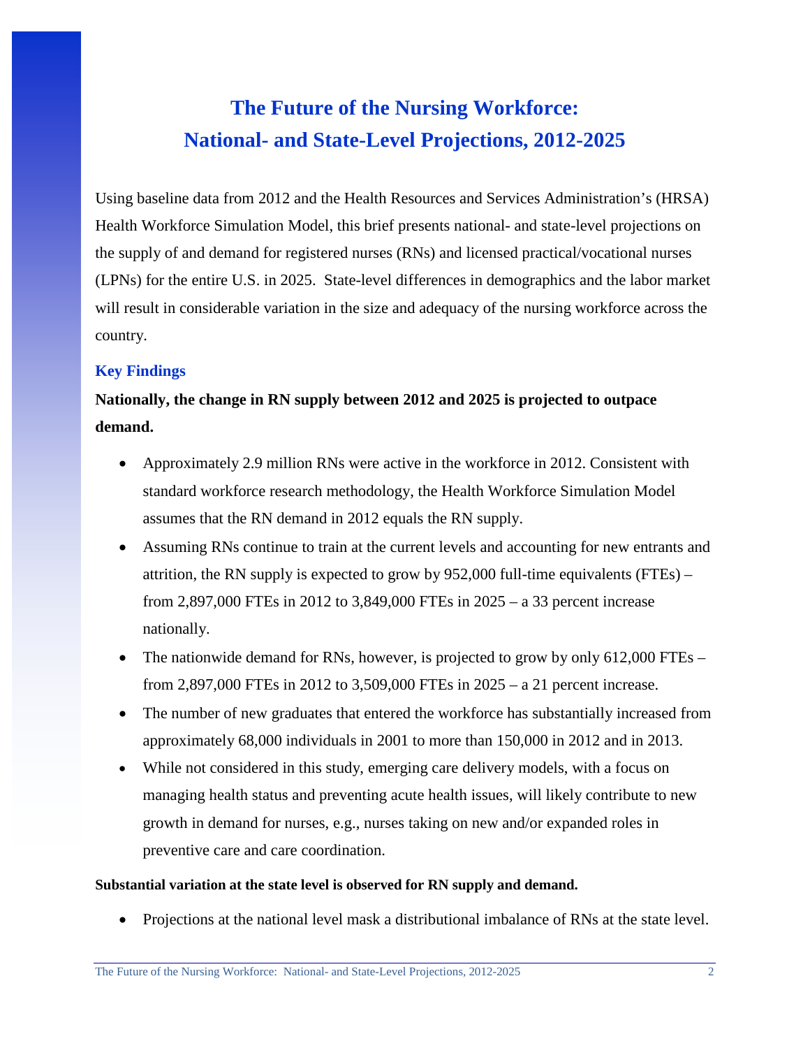# The Future of the Nursing Workforce: National- and State-Level Projections, 2012-2025

Using baseline data from 2012 and the Health Resources and Services Administration's (HRSA) Health Workforce Simulation Model, this brief presents national- and state-level projections on the supply of and demand for registered nurses (RNs) and licensed practical/vocational nurses (LPNs) for the entire U.S. in 2025. State-level differences in demographics and the labor market will result in considerable variation in the size and adequacy of the nursing workforce across the country.

## Key Findings

**Nationally, the change in RN supply between 2012 and 2025 is projected to outpace demand.**

- Approximately 2.9 million RNs were active in the workforce in 2012. Consistent with standard workforce research methodology, the Health Workforce Simulation Model assumes that the RN demand in 2012 equals the RN supply.
- Assuming RNs continue to train at the current levels and accounting for new entrants and attrition, the RN supply is expected to grow by 952,000 full-time equivalents (FTEs) – from 2,897,000 FTEs in 2012 to 3,849,000 FTEs in 2025 – a 33 percent increase nationally.
- The nationwide demand for RNs, however, is projected to grow by only 612,000 FTEs – from 2,897,000 FTEs in 2012 to 3,509,000 FTEs in 2025 – a 21 percent increase.
- The number of new graduates that entered the workforce has substantially increased from approximately 68,000 individuals in 2001 to more than 150,000 in 2012 and in 2013.
- While not considered in this study, emerging care delivery models, with a focus on managing health status and preventing acute health issues, will likely contribute to new growth in demand for nurses, e.g., nurses taking on new and/or expanded roles in preventive care and care coordination.

**Substantial variation at the state level is observed for RN supply and demand.**

- Projections at the national level mask a distributional imbalance of RNs at the state level.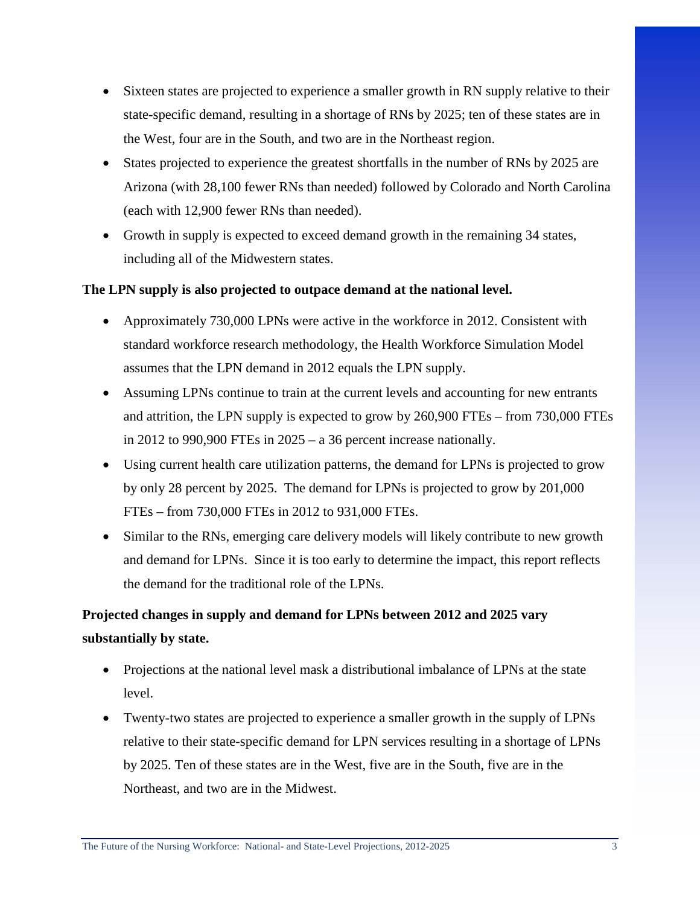- Sixteen states are projected to experience a smaller growth in RN supply relative to their state-specific demand, resulting in a shortage of RNs by 2025; ten of these states are in the West, four are in the South, and two are in the Northeast region.
- States projected to experience the greatest shortfalls in the number of RNs by 2025 are Arizona (with 28,100 fewer RNs than needed) followed by Colorado and North Carolina (each with 12,900 fewer RNs than needed).
- Growth in supply is expected to exceed demand growth in the remaining 34 states, including all of the Midwestern states.

**The LPN supply is also projected to outpace demand at the national level.**

- Approximately 730,000 LPNs were active in the workforce in 2012. Consistent with standard workforce research methodology, the Health Workforce Simulation Model assumes that the LPN demand in 2012 equals the LPN supply.
- Assuming LPNs continue to train at the current levels and accounting for new entrants and attrition, the LPN supply is expected to grow by 260,900 FTEs – from 730,000 FTEs in 2012 to 990,900 FTEs in 2025 – a 36 percent increase nationally.
- Using current health care utilization patterns, the demand for LPNs is projected to grow by only 28 percent by 2025. The demand for LPNs is projected to grow by 201,000 FTEs – from 730,000 FTEs in 2012 to 931,000 FTEs.
- Similar to the RNs, emerging care delivery models will likely contribute to new growth and demand for LPNs. Since it is too early to determine the impact, this report reflects the demand for the traditional role of the LPNs.

**Projected changes in supply and demand for LPNs between 2012 and 2025 vary substantially by state.**

- Projections at the national level mask a distributional imbalance of LPNs at the state level.
- Twenty-two states are projected to experience a smaller growth in the supply of LPNs relative to their state-specific demand for LPN services resulting in a shortage of LPNs by 2025. Ten of these states are in the West, five are in the South, five are in the Northeast, and two are in the Midwest.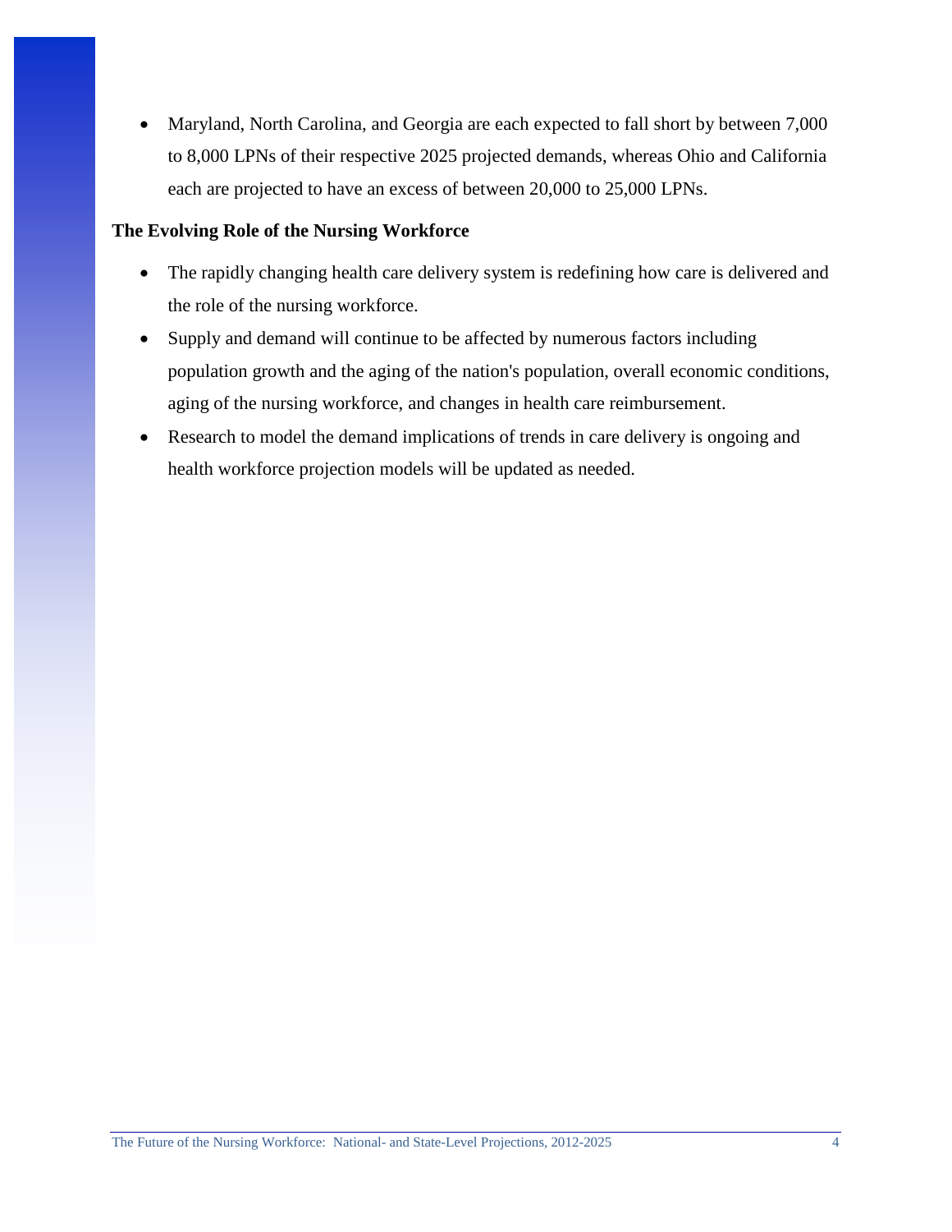- Maryland, North Carolina, and Georgia are each expected to fall short by between 7,000 to 8,000 LPNs of their respective 2025 projected demands, whereas Ohio and California each are projected to have an excess of between 20,000 to 25,000 LPNs.

**The Evolving Role of the Nursing Workforce**

- The rapidly changing health care delivery system is redefining how care is delivered and the role of the nursing workforce.
- Supply and demand will continue to be affected by numerous factors including population growth and the aging of the nation's population, overall economic conditions, aging of the nursing workforce, and changes in health care reimbursement.
- Research to model the demand implications of trends in care delivery is ongoing and health workforce projection models will be updated as needed.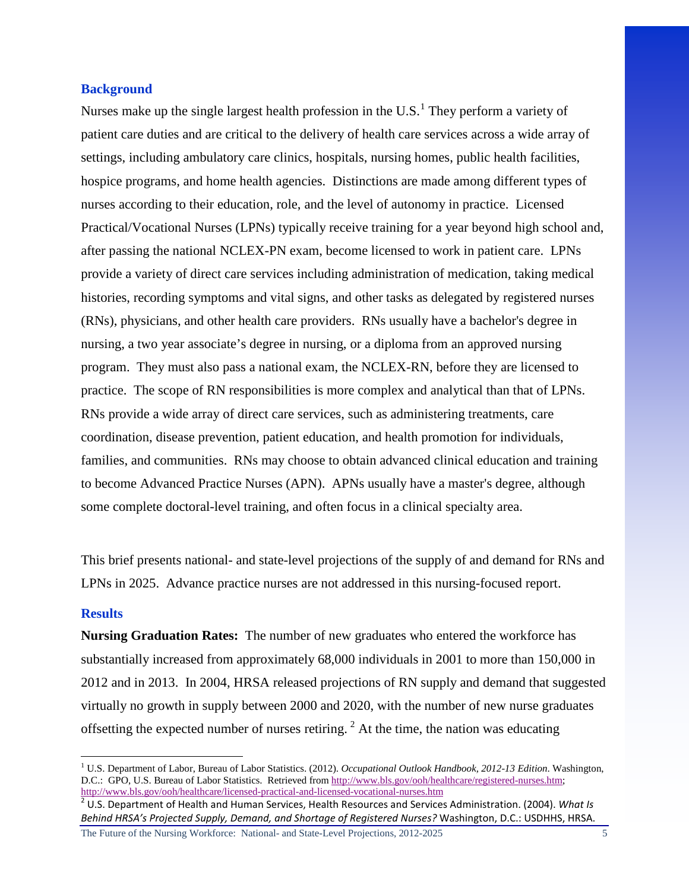## Background

Nurses make up the single largest health profession in the U.S.[1] They perform a variety of patient care duties and are critical to the delivery of health care services across a wide array of settings, including ambulatory care clinics, hospitals, nursing homes, public health facilities, hospice programs, and home health agencies. Distinctions are made among different types of nurses according to their education, role, and the level of autonomy in practice. Licensed Practical/Vocational Nurses (LPNs) typically receive training for a year beyond high school and, after passing the national NCLEX-PN exam, become licensed to work in patient care. LPNs provide a variety of direct care services including administration of medication, taking medical histories, recording symptoms and vital signs, and other tasks as delegated by registered nurses (RNs), physicians, and other health care providers. RNs usually have a bachelor's degree in nursing, a two year associate's degree in nursing, or a diploma from an approved nursing program. They must also pass a national exam, the NCLEX-RN, before they are licensed to practice. The scope of RN responsibilities is more complex and analytical than that of LPNs. RNs provide a wide array of direct care services, such as administering treatments, care coordination, disease prevention, patient education, and health promotion for individuals, families, and communities. RNs may choose to obtain advanced clinical education and training to become Advanced Practice Nurses (APN). APNs usually have a master's degree, although some complete doctoral-level training, and often focus in a clinical specialty area.

This brief presents national- and state-level projections of the supply of and demand for RNs and LPNs in 2025. Advance practice nurses are not addressed in this nursing-focused report.

## Results

**Nursing Graduation Rates:** The number of new graduates who entered the workforce has substantially increased from approximately 68,000 individuals in 2001 to more than 150,000 in 2012 and in 2013. In 2004, HRSA released projections of RN supply and demand that suggested virtually no growth in supply between 2000 and 2020, with the number of new nurse graduates offsetting the expected number of nurses retiring. [2] At the time, the nation was educating

---

[1] U.S. Department of Labor, Bureau of Labor Statistics. (2012). *Occupational Outlook Handbook, 2012-13 Edition*. Washington, D.C.: GPO, U.S. Bureau of Labor Statistics. Retrieved from http://www.bls.gov/ooh/healthcare/registered-nurses.htm; http://www.bls.gov/ooh/healthcare/licensed-practical-and-licensed-vocational-nurses.htm

[2] U.S. Department of Health and Human Services, Health Resources and Services Administration. (2004). *What Is Behind HRSA's Projected Supply, Demand, and Shortage of Registered Nurses?* Washington, D.C.: USDHHS, HRSA.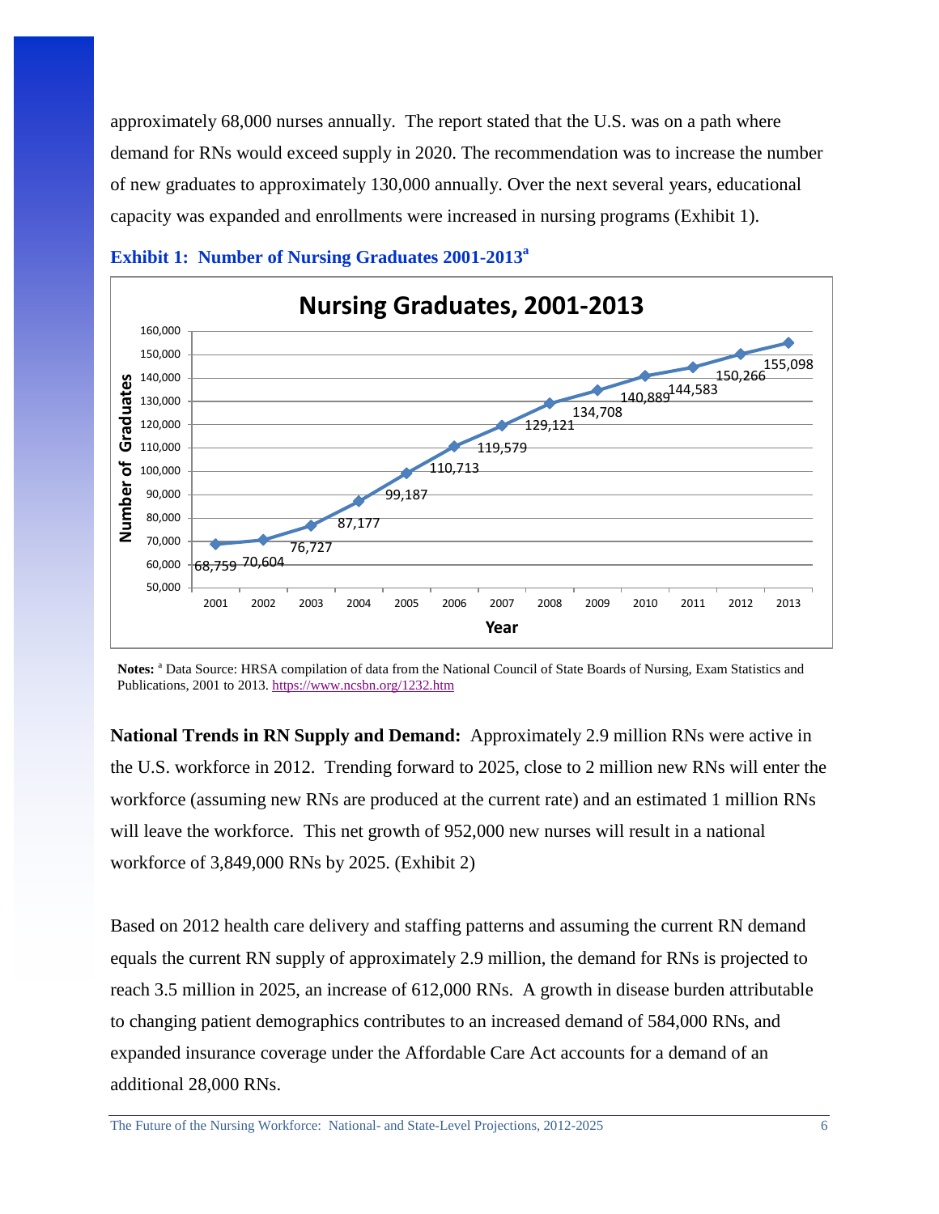approximately 68,000 nurses annually. The report stated that the U.S. was on a path where demand for RNs would exceed supply in 2020. The recommendation was to increase the number of new graduates to approximately 130,000 annually. Over the next several years, educational capacity was expanded and enrollments were increased in nursing programs (Exhibit 1).

**Exhibit 1: Number of Nursing Graduates 2001-2013[a]**

Nursing Graduates, 2001-2013

Number of Graduates

160,000
150,000
140,000
130,000
120,000
110,000
100,000
90,000
80,000
70,000
60,000
50,000

68,759
70,604
76,727
87,177
99,187
110,713
119,579
129,121
134,708
140,889
144,583
150,266
155,098

2001 2002 2003 2004 2005 2006 2007 2008 2009 2010 2011 2012 2013

Year

**Notes:** [a] Data Source: HRSA compilation of data from the National Council of State Boards of Nursing, Exam Statistics and Publications, 2001 to 2013. https://www.ncsbn.org/1232.htm

**National Trends in RN Supply and Demand:** Approximately 2.9 million RNs were active in the U.S. workforce in 2012. Trending forward to 2025, close to 2 million new RNs will enter the workforce (assuming new RNs are produced at the current rate) and an estimated 1 million RNs will leave the workforce. This net growth of 952,000 new nurses will result in a national workforce of 3,849,000 RNs by 2025. (Exhibit 2)

Based on 2012 health care delivery and staffing patterns and assuming the current RN demand equals the current RN supply of approximately 2.9 million, the demand for RNs is projected to reach 3.5 million in 2025, an increase of 612,000 RNs. A growth in disease burden attributable to changing patient demographics contributes to an increased demand of 584,000 RNs, and expanded insurance coverage under the Affordable Care Act accounts for a demand of an additional 28,000 RNs.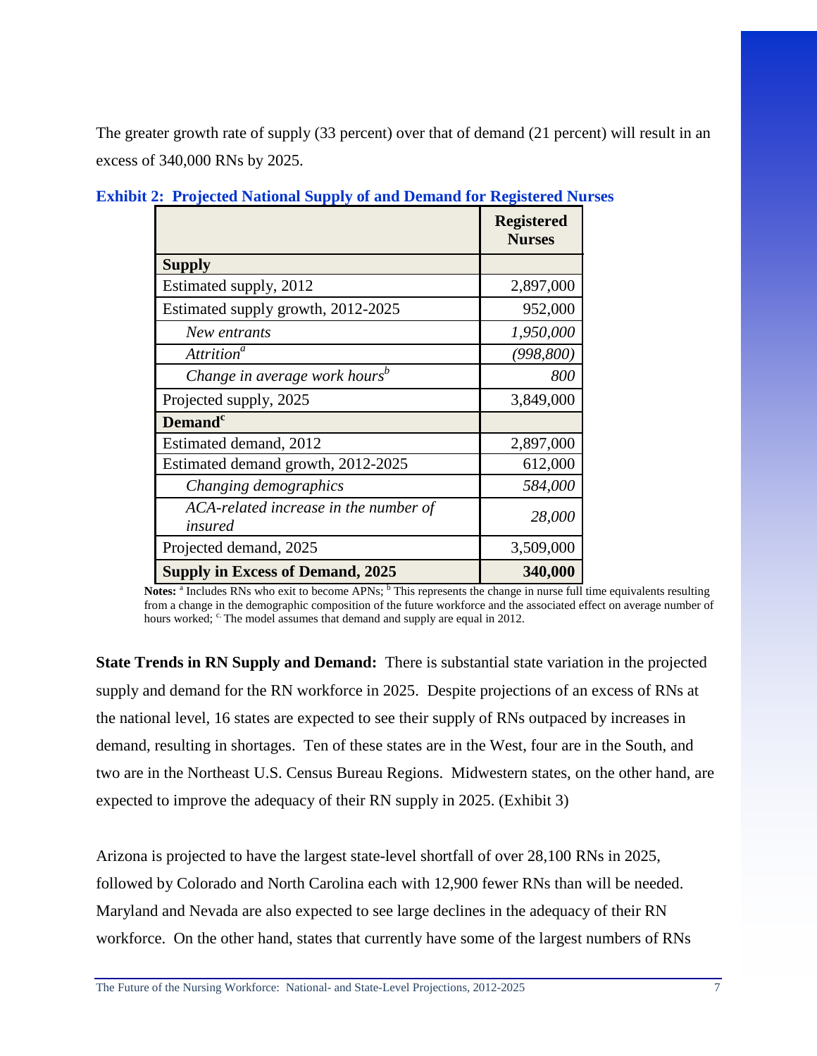The greater growth rate of supply (33 percent) over that of demand (21 percent) will result in an excess of 340,000 RNs by 2025.

**Exhibit 2: Projected National Supply of and Demand for Registered Nurses**

| | Registered Nurses |
|---|---|
| **Supply** | |
| Estimated supply, 2012 | 2,897,000 |
| Estimated supply growth, 2012-2025 | 952,000 |
| *New entrants* | *1,950,000* |
| *Attrition*[a] | *(998,800)* |
| *Change in average work hours*[b] | *800* |
| Projected supply, 2025 | 3,849,000 |
| **Demand**[c] | |
| Estimated demand, 2012 | 2,897,000 |
| Estimated demand growth, 2012-2025 | 612,000 |
| *Changing demographics* | *584,000* |
| *ACA-related increase in the number of insured* | *28,000* |
| Projected demand, 2025 | 3,509,000 |
| **Supply in Excess of Demand, 2025** | **340,000** |

**Notes:** [a] Includes RNs who exit to become APNs; [b] This represents the change in nurse full time equivalents resulting from a change in the demographic composition of the future workforce and the associated effect on average number of hours worked; [c] The model assumes that demand and supply are equal in 2012.

**State Trends in RN Supply and Demand:** There is substantial state variation in the projected supply and demand for the RN workforce in 2025. Despite projections of an excess of RNs at the national level, 16 states are expected to see their supply of RNs outpaced by increases in demand, resulting in shortages. Ten of these states are in the West, four are in the South, and two are in the Northeast U.S. Census Bureau Regions. Midwestern states, on the other hand, are expected to improve the adequacy of their RN supply in 2025. (Exhibit 3)

Arizona is projected to have the largest state-level shortfall of over 28,100 RNs in 2025, followed by Colorado and North Carolina each with 12,900 fewer RNs than will be needed. Maryland and Nevada are also expected to see large declines in the adequacy of their RN workforce. On the other hand, states that currently have some of the largest numbers of RNs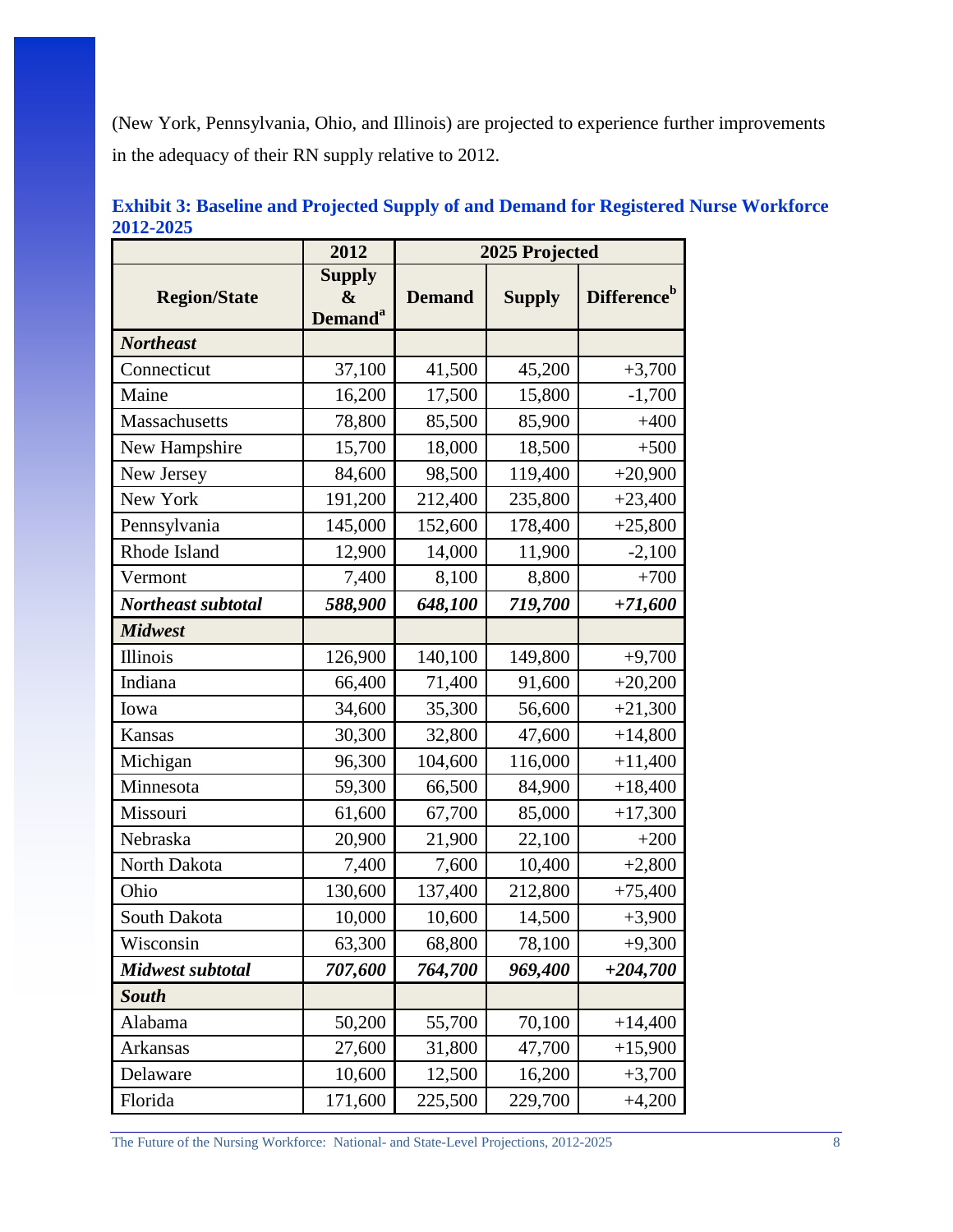(New York, Pennsylvania, Ohio, and Illinois) are projected to experience further improvements in the adequacy of their RN supply relative to 2012.

**Exhibit 3: Baseline and Projected Supply of and Demand for Registered Nurse Workforce 2012-2025**

| | 2012 | 2025 Projected | | |
|---|---|---|---|---|
| **Region/State** | **Supply & Demand[a]** | **Demand** | **Supply** | **Difference[b]** |
| ***Northeast*** | | | | |
| Connecticut | 37,100 | 41,500 | 45,200 | +3,700 |
| Maine | 16,200 | 17,500 | 15,800 | -1,700 |
| Massachusetts | 78,800 | 85,500 | 85,900 | +400 |
| New Hampshire | 15,700 | 18,000 | 18,500 | +500 |
| New Jersey | 84,600 | 98,500 | 119,400 | +20,900 |
| New York | 191,200 | 212,400 | 235,800 | +23,400 |
| Pennsylvania | 145,000 | 152,600 | 178,400 | +25,800 |
| Rhode Island | 12,900 | 14,000 | 11,900 | -2,100 |
| Vermont | 7,400 | 8,100 | 8,800 | +700 |
| ***Northeast subtotal*** | ***588,900*** | ***648,100*** | ***719,700*** | ***+71,600*** |
| ***Midwest*** | | | | |
| Illinois | 126,900 | 140,100 | 149,800 | +9,700 |
| Indiana | 66,400 | 71,400 | 91,600 | +20,200 |
| Iowa | 34,600 | 35,300 | 56,600 | +21,300 |
| Kansas | 30,300 | 32,800 | 47,600 | +14,800 |
| Michigan | 96,300 | 104,600 | 116,000 | +11,400 |
| Minnesota | 59,300 | 66,500 | 84,900 | +18,400 |
| Missouri | 61,600 | 67,700 | 85,000 | +17,300 |
| Nebraska | 20,900 | 21,900 | 22,100 | +200 |
| North Dakota | 7,400 | 7,600 | 10,400 | +2,800 |
| Ohio | 130,600 | 137,400 | 212,800 | +75,400 |
| South Dakota | 10,000 | 10,600 | 14,500 | +3,900 |
| Wisconsin | 63,300 | 68,800 | 78,100 | +9,300 |
| ***Midwest subtotal*** | ***707,600*** | ***764,700*** | ***969,400*** | ***+204,700*** |
| ***South*** | | | | |
| Alabama | 50,200 | 55,700 | 70,100 | +14,400 |
| Arkansas | 27,600 | 31,800 | 47,700 | +15,900 |
| Delaware | 10,600 | 12,500 | 16,200 | +3,700 |
| Florida | 171,600 | 225,500 | 229,700 | +4,200 |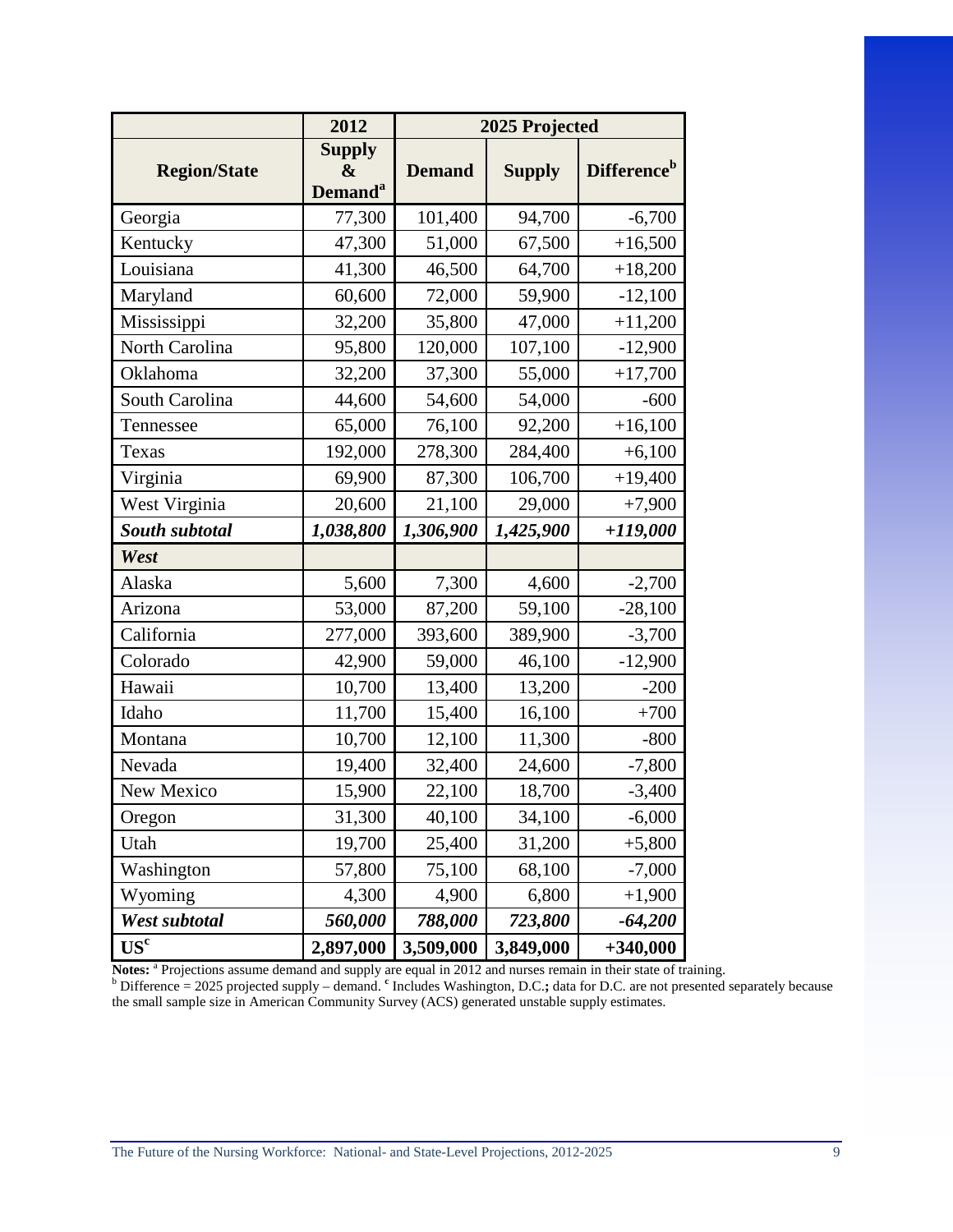| | 2012 | 2025 Projected | | |
|---|---|---|---|---|
| **Region/State** | **Supply & Demand**[a] | **Demand** | **Supply** | **Difference**[b] |
| Georgia | 77,300 | 101,400 | 94,700 | -6,700 |
| Kentucky | 47,300 | 51,000 | 67,500 | +16,500 |
| Louisiana | 41,300 | 46,500 | 64,700 | +18,200 |
| Maryland | 60,600 | 72,000 | 59,900 | -12,100 |
| Mississippi | 32,200 | 35,800 | 47,000 | +11,200 |
| North Carolina | 95,800 | 120,000 | 107,100 | -12,900 |
| Oklahoma | 32,200 | 37,300 | 55,000 | +17,700 |
| South Carolina | 44,600 | 54,600 | 54,000 | -600 |
| Tennessee | 65,000 | 76,100 | 92,200 | +16,100 |
| Texas | 192,000 | 278,300 | 284,400 | +6,100 |
| Virginia | 69,900 | 87,300 | 106,700 | +19,400 |
| West Virginia | 20,600 | 21,100 | 29,000 | +7,900 |
| ***South subtotal*** | ***1,038,800*** | ***1,306,900*** | ***1,425,900*** | ***+119,000*** |
| ***West*** | | | | |
| Alaska | 5,600 | 7,300 | 4,600 | -2,700 |
| Arizona | 53,000 | 87,200 | 59,100 | -28,100 |
| California | 277,000 | 393,600 | 389,900 | -3,700 |
| Colorado | 42,900 | 59,000 | 46,100 | -12,900 |
| Hawaii | 10,700 | 13,400 | 13,200 | -200 |
| Idaho | 11,700 | 15,400 | 16,100 | +700 |
| Montana | 10,700 | 12,100 | 11,300 | -800 |
| Nevada | 19,400 | 32,400 | 24,600 | -7,800 |
| New Mexico | 15,900 | 22,100 | 18,700 | -3,400 |
| Oregon | 31,300 | 40,100 | 34,100 | -6,000 |
| Utah | 19,700 | 25,400 | 31,200 | +5,800 |
| Washington | 57,800 | 75,100 | 68,100 | -7,000 |
| Wyoming | 4,300 | 4,900 | 6,800 | +1,900 |
| ***West subtotal*** | ***560,000*** | ***788,000*** | ***723,800*** | ***-64,200*** |
| **US**[c] | **2,897,000** | **3,509,000** | **3,849,000** | **+340,000** |

**Notes:** [a] Projections assume demand and supply are equal in 2012 and nurses remain in their state of training.
[b] Difference = 2025 projected supply – demand. [c] Includes Washington, D.C.**;** data for D.C. are not presented separately because the small sample size in American Community Survey (ACS) generated unstable supply estimates.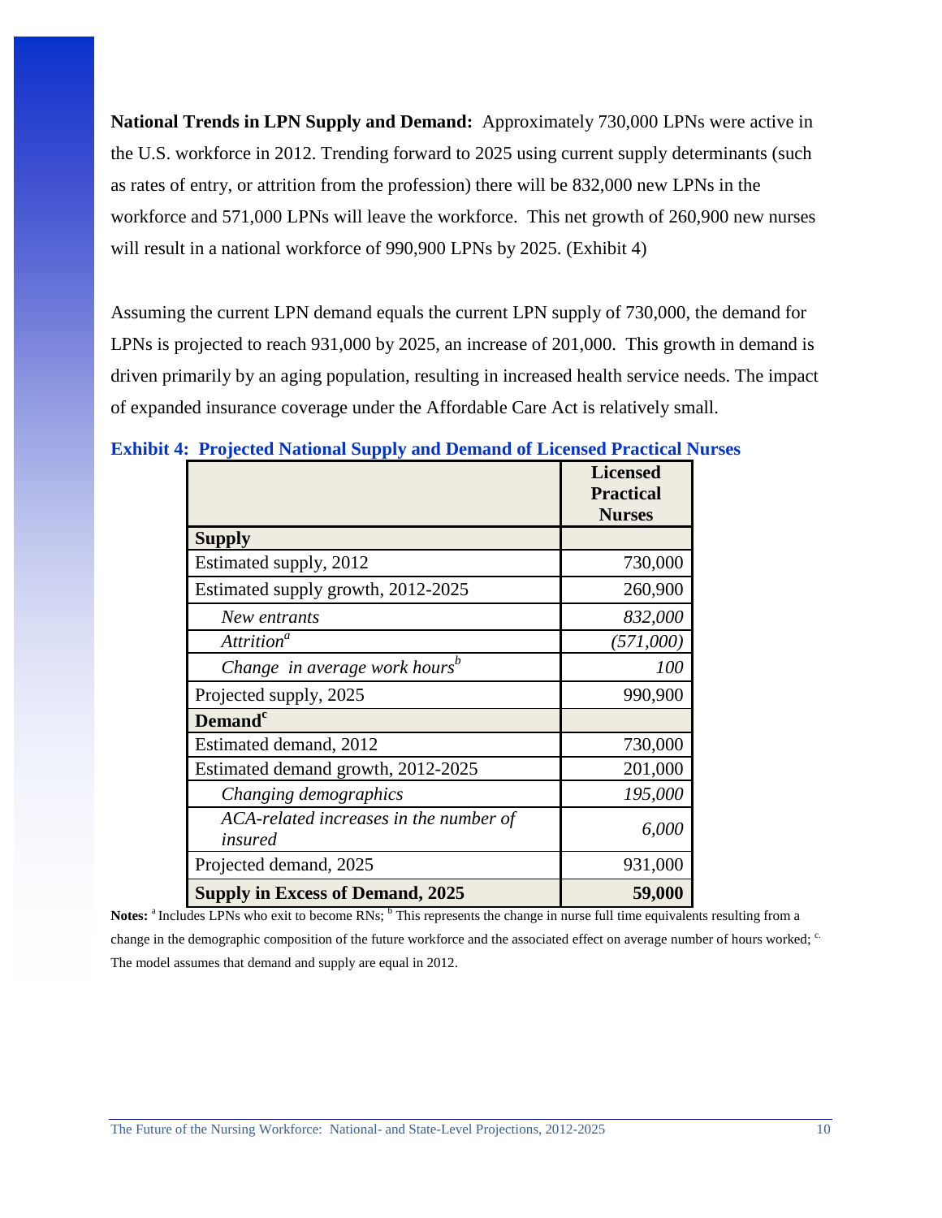**National Trends in LPN Supply and Demand:** Approximately 730,000 LPNs were active in the U.S. workforce in 2012. Trending forward to 2025 using current supply determinants (such as rates of entry, or attrition from the profession) there will be 832,000 new LPNs in the workforce and 571,000 LPNs will leave the workforce. This net growth of 260,900 new nurses will result in a national workforce of 990,900 LPNs by 2025. (Exhibit 4)

Assuming the current LPN demand equals the current LPN supply of 730,000, the demand for LPNs is projected to reach 931,000 by 2025, an increase of 201,000. This growth in demand is driven primarily by an aging population, resulting in increased health service needs. The impact of expanded insurance coverage under the Affordable Care Act is relatively small.

**Exhibit 4: Projected National Supply and Demand of Licensed Practical Nurses**

| | Licensed Practical Nurses |
|---|---:|
| **Supply** | |
| Estimated supply, 2012 | 730,000 |
| Estimated supply growth, 2012-2025 | 260,900 |
| *New entrants* | *832,000* |
| *Attrition*[a] | *(571,000)* |
| *Change in average work hours*[b] | *100* |
| Projected supply, 2025 | 990,900 |
| **Demand**[c] | |
| Estimated demand, 2012 | 730,000 |
| Estimated demand growth, 2012-2025 | 201,000 |
| *Changing demographics* | *195,000* |
| *ACA-related increases in the number of insured* | *6,000* |
| Projected demand, 2025 | 931,000 |
| **Supply in Excess of Demand, 2025** | **59,000** |

**Notes:** [a] Includes LPNs who exit to become RNs; [b] This represents the change in nurse full time equivalents resulting from a change in the demographic composition of the future workforce and the associated effect on average number of hours worked; [c] The model assumes that demand and supply are equal in 2012.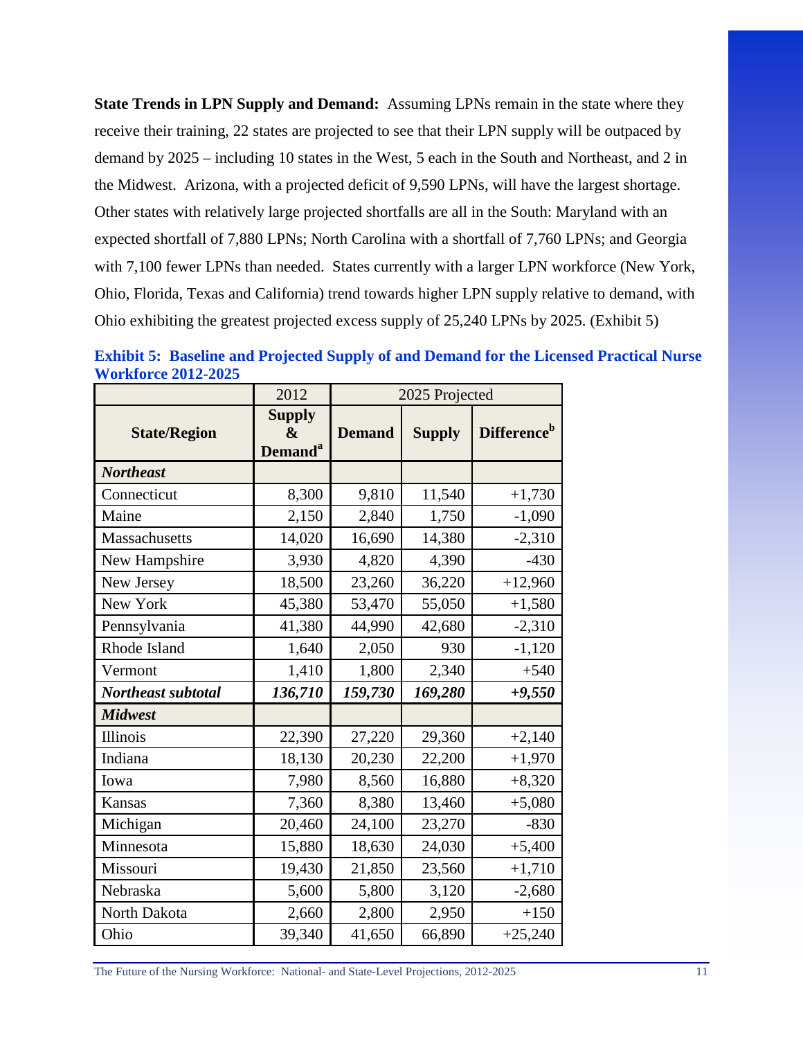**State Trends in LPN Supply and Demand:** Assuming LPNs remain in the state where they receive their training, 22 states are projected to see that their LPN supply will be outpaced by demand by 2025 – including 10 states in the West, 5 each in the South and Northeast, and 2 in the Midwest. Arizona, with a projected deficit of 9,590 LPNs, will have the largest shortage. Other states with relatively large projected shortfalls are all in the South: Maryland with an expected shortfall of 7,880 LPNs; North Carolina with a shortfall of 7,760 LPNs; and Georgia with 7,100 fewer LPNs than needed. States currently with a larger LPN workforce (New York, Ohio, Florida, Texas and California) trend towards higher LPN supply relative to demand, with Ohio exhibiting the greatest projected excess supply of 25,240 LPNs by 2025. (Exhibit 5)

**Exhibit 5: Baseline and Projected Supply of and Demand for the Licensed Practical Nurse Workforce 2012-2025**

| | 2012 | 2025 Projected | | |
|---|---|---|---|---|
| **State/Region** | **Supply & Demand[a]** | **Demand** | **Supply** | **Difference[b]** |
| ***Northeast*** | | | | |
| Connecticut | 8,300 | 9,810 | 11,540 | +1,730 |
| Maine | 2,150 | 2,840 | 1,750 | -1,090 |
| Massachusetts | 14,020 | 16,690 | 14,380 | -2,310 |
| New Hampshire | 3,930 | 4,820 | 4,390 | -430 |
| New Jersey | 18,500 | 23,260 | 36,220 | +12,960 |
| New York | 45,380 | 53,470 | 55,050 | +1,580 |
| Pennsylvania | 41,380 | 44,990 | 42,680 | -2,310 |
| Rhode Island | 1,640 | 2,050 | 930 | -1,120 |
| Vermont | 1,410 | 1,800 | 2,340 | +540 |
| ***Northeast subtotal*** | ***136,710*** | ***159,730*** | ***169,280*** | ***+9,550*** |
| ***Midwest*** | | | | |
| Illinois | 22,390 | 27,220 | 29,360 | +2,140 |
| Indiana | 18,130 | 20,230 | 22,200 | +1,970 |
| Iowa | 7,980 | 8,560 | 16,880 | +8,320 |
| Kansas | 7,360 | 8,380 | 13,460 | +5,080 |
| Michigan | 20,460 | 24,100 | 23,270 | -830 |
| Minnesota | 15,880 | 18,630 | 24,030 | +5,400 |
| Missouri | 19,430 | 21,850 | 23,560 | +1,710 |
| Nebraska | 5,600 | 5,800 | 3,120 | -2,680 |
| North Dakota | 2,660 | 2,800 | 2,950 | +150 |
| Ohio | 39,340 | 41,650 | 66,890 | +25,240 |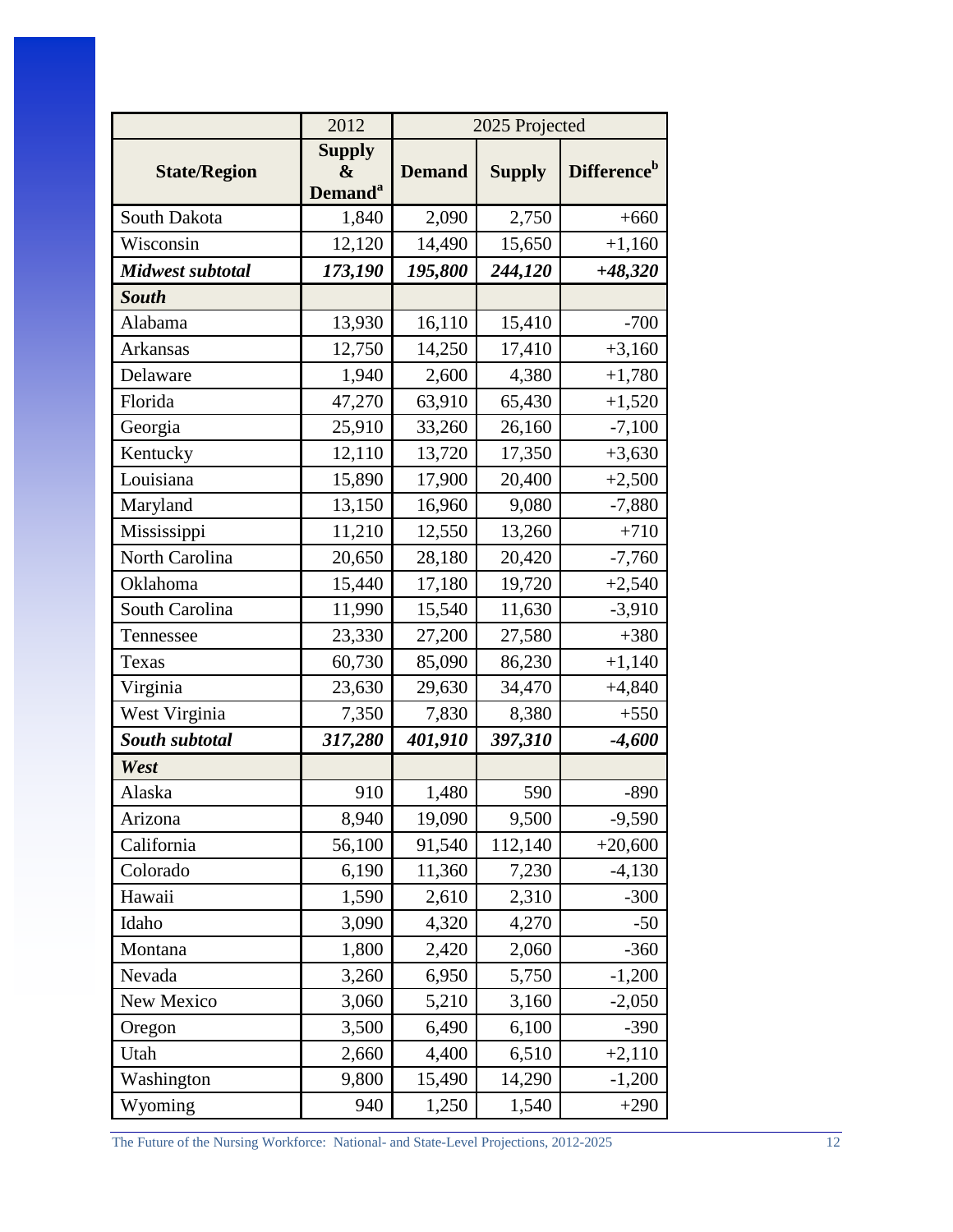| | 2012 | 2025 Projected | | |
|---|---|---|---|---|
| **State/Region** | **Supply & Demand**[a] | **Demand** | **Supply** | **Difference**[b] |
| South Dakota | 1,840 | 2,090 | 2,750 | +660 |
| Wisconsin | 12,120 | 14,490 | 15,650 | +1,160 |
| ***Midwest subtotal*** | ***173,190*** | ***195,800*** | ***244,120*** | ***+48,320*** |
| ***South*** | | | | |
| Alabama | 13,930 | 16,110 | 15,410 | -700 |
| Arkansas | 12,750 | 14,250 | 17,410 | +3,160 |
| Delaware | 1,940 | 2,600 | 4,380 | +1,780 |
| Florida | 47,270 | 63,910 | 65,430 | +1,520 |
| Georgia | 25,910 | 33,260 | 26,160 | -7,100 |
| Kentucky | 12,110 | 13,720 | 17,350 | +3,630 |
| Louisiana | 15,890 | 17,900 | 20,400 | +2,500 |
| Maryland | 13,150 | 16,960 | 9,080 | -7,880 |
| Mississippi | 11,210 | 12,550 | 13,260 | +710 |
| North Carolina | 20,650 | 28,180 | 20,420 | -7,760 |
| Oklahoma | 15,440 | 17,180 | 19,720 | +2,540 |
| South Carolina | 11,990 | 15,540 | 11,630 | -3,910 |
| Tennessee | 23,330 | 27,200 | 27,580 | +380 |
| Texas | 60,730 | 85,090 | 86,230 | +1,140 |
| Virginia | 23,630 | 29,630 | 34,470 | +4,840 |
| West Virginia | 7,350 | 7,830 | 8,380 | +550 |
| ***South subtotal*** | ***317,280*** | ***401,910*** | ***397,310*** | ***-4,600*** |
| ***West*** | | | | |
| Alaska | 910 | 1,480 | 590 | -890 |
| Arizona | 8,940 | 19,090 | 9,500 | -9,590 |
| California | 56,100 | 91,540 | 112,140 | +20,600 |
| Colorado | 6,190 | 11,360 | 7,230 | -4,130 |
| Hawaii | 1,590 | 2,610 | 2,310 | -300 |
| Idaho | 3,090 | 4,320 | 4,270 | -50 |
| Montana | 1,800 | 2,420 | 2,060 | -360 |
| Nevada | 3,260 | 6,950 | 5,750 | -1,200 |
| New Mexico | 3,060 | 5,210 | 3,160 | -2,050 |
| Oregon | 3,500 | 6,490 | 6,100 | -390 |
| Utah | 2,660 | 4,400 | 6,510 | +2,110 |
| Washington | 9,800 | 15,490 | 14,290 | -1,200 |
| Wyoming | 940 | 1,250 | 1,540 | +290 |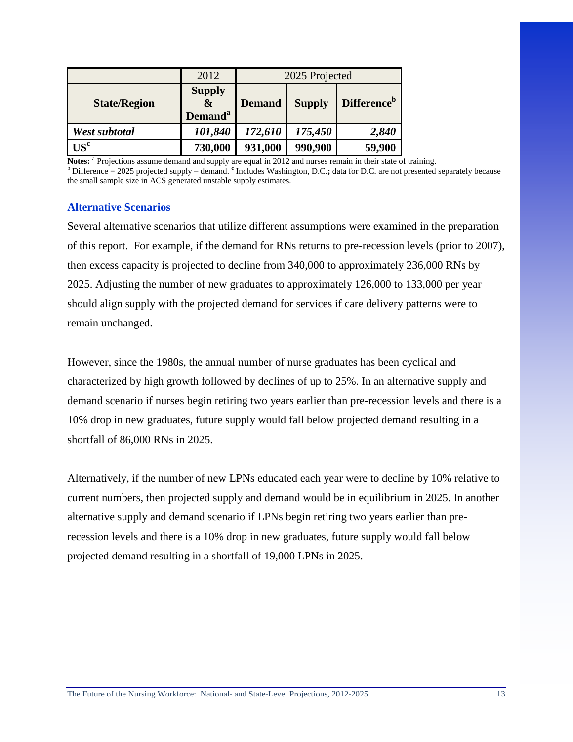| | 2012 | 2025 Projected | | |
|---|---|---|---|---|
| **State/Region** | **Supply & Demand[a]** | **Demand** | **Supply** | **Difference[b]** |
| ***West subtotal*** | ***101,840*** | ***172,610*** | ***175,450*** | ***2,840*** |
| **US[c]** | **730,000** | **931,000** | **990,900** | **59,900** |

**Notes:** [a] Projections assume demand and supply are equal in 2012 and nurses remain in their state of training.
[b] Difference = 2025 projected supply – demand. [c] Includes Washington, D.C.**;** data for D.C. are not presented separately because the small sample size in ACS generated unstable supply estimates.

### Alternative Scenarios

Several alternative scenarios that utilize different assumptions were examined in the preparation of this report. For example, if the demand for RNs returns to pre-recession levels (prior to 2007), then excess capacity is projected to decline from 340,000 to approximately 236,000 RNs by 2025. Adjusting the number of new graduates to approximately 126,000 to 133,000 per year should align supply with the projected demand for services if care delivery patterns were to remain unchanged.

However, since the 1980s, the annual number of nurse graduates has been cyclical and characterized by high growth followed by declines of up to 25%. In an alternative supply and demand scenario if nurses begin retiring two years earlier than pre-recession levels and there is a 10% drop in new graduates, future supply would fall below projected demand resulting in a shortfall of 86,000 RNs in 2025.

Alternatively, if the number of new LPNs educated each year were to decline by 10% relative to current numbers, then projected supply and demand would be in equilibrium in 2025. In another alternative supply and demand scenario if LPNs begin retiring two years earlier than pre-recession levels and there is a 10% drop in new graduates, future supply would fall below projected demand resulting in a shortfall of 19,000 LPNs in 2025.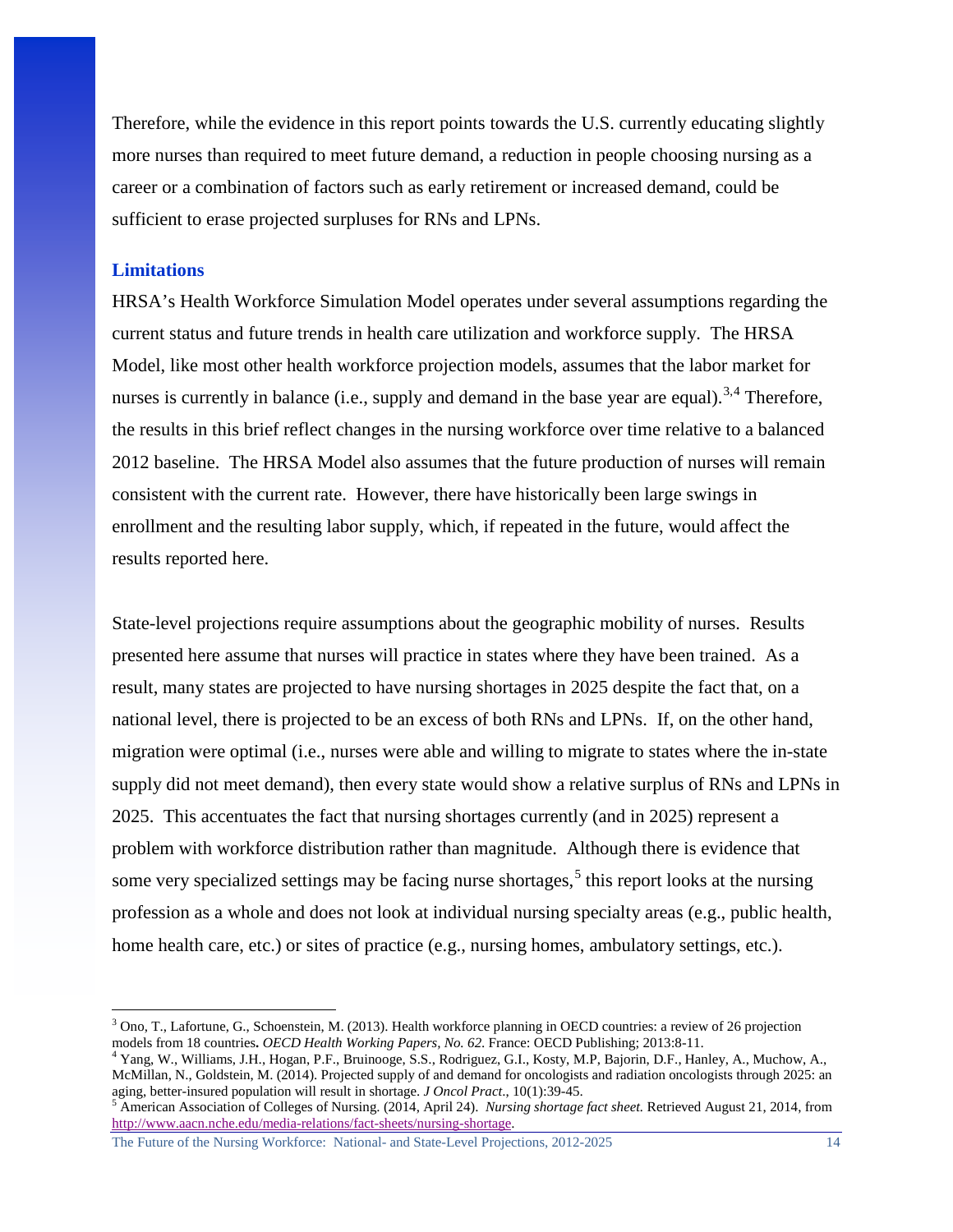Therefore, while the evidence in this report points towards the U.S. currently educating slightly more nurses than required to meet future demand, a reduction in people choosing nursing as a career or a combination of factors such as early retirement or increased demand, could be sufficient to erase projected surpluses for RNs and LPNs.

### Limitations

HRSA's Health Workforce Simulation Model operates under several assumptions regarding the current status and future trends in health care utilization and workforce supply. The HRSA Model, like most other health workforce projection models, assumes that the labor market for nurses is currently in balance (i.e., supply and demand in the base year are equal).[3,4] Therefore, the results in this brief reflect changes in the nursing workforce over time relative to a balanced 2012 baseline. The HRSA Model also assumes that the future production of nurses will remain consistent with the current rate. However, there have historically been large swings in enrollment and the resulting labor supply, which, if repeated in the future, would affect the results reported here.

State-level projections require assumptions about the geographic mobility of nurses. Results presented here assume that nurses will practice in states where they have been trained. As a result, many states are projected to have nursing shortages in 2025 despite the fact that, on a national level, there is projected to be an excess of both RNs and LPNs. If, on the other hand, migration were optimal (i.e., nurses were able and willing to migrate to states where the in-state supply did not meet demand), then every state would show a relative surplus of RNs and LPNs in 2025. This accentuates the fact that nursing shortages currently (and in 2025) represent a problem with workforce distribution rather than magnitude. Although there is evidence that some very specialized settings may be facing nurse shortages,[5] this report looks at the nursing profession as a whole and does not look at individual nursing specialty areas (e.g., public health, home health care, etc.) or sites of practice (e.g., nursing homes, ambulatory settings, etc.).

---

[3] Ono, T., Lafortune, G., Schoenstein, M. (2013). Health workforce planning in OECD countries: a review of 26 projection models from 18 countries**.** *OECD Health Working Papers, No. 62*. France: OECD Publishing; 2013:8-11.

[4] Yang, W., Williams, J.H., Hogan, P.F., Bruinooge, S.S., Rodriguez, G.I., Kosty, M.P, Bajorin, D.F., Hanley, A., Muchow, A., McMillan, N., Goldstein, M. (2014). Projected supply of and demand for oncologists and radiation oncologists through 2025: an aging, better-insured population will result in shortage. *J Oncol Pract*., 10(1):39-45.

[5] American Association of Colleges of Nursing. (2014, April 24). *Nursing shortage fact sheet.* Retrieved August 21, 2014, from http://www.aacn.nche.edu/media-relations/fact-sheets/nursing-shortage.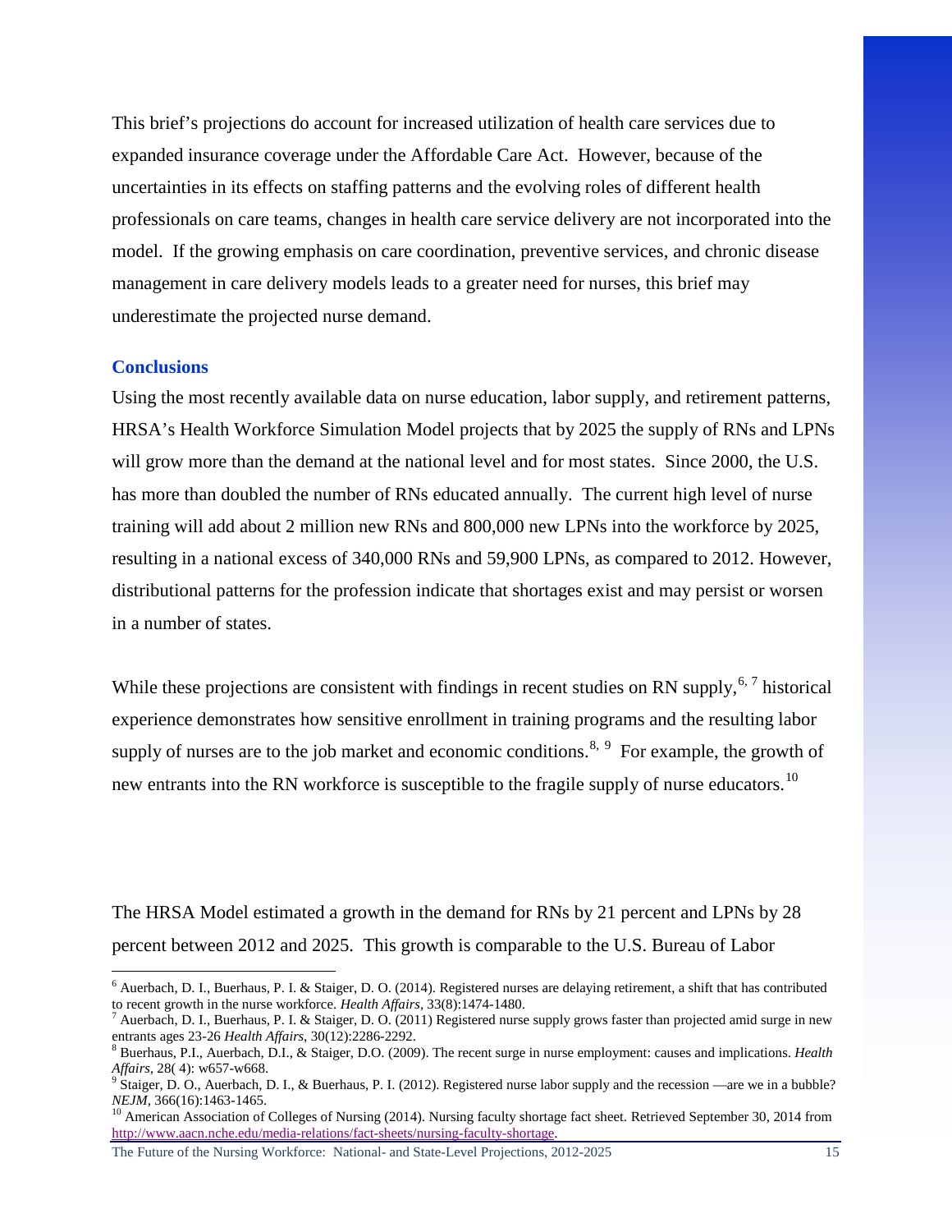This brief's projections do account for increased utilization of health care services due to expanded insurance coverage under the Affordable Care Act. However, because of the uncertainties in its effects on staffing patterns and the evolving roles of different health professionals on care teams, changes in health care service delivery are not incorporated into the model. If the growing emphasis on care coordination, preventive services, and chronic disease management in care delivery models leads to a greater need for nurses, this brief may underestimate the projected nurse demand.

## Conclusions

Using the most recently available data on nurse education, labor supply, and retirement patterns, HRSA's Health Workforce Simulation Model projects that by 2025 the supply of RNs and LPNs will grow more than the demand at the national level and for most states. Since 2000, the U.S. has more than doubled the number of RNs educated annually. The current high level of nurse training will add about 2 million new RNs and 800,000 new LPNs into the workforce by 2025, resulting in a national excess of 340,000 RNs and 59,900 LPNs, as compared to 2012. However, distributional patterns for the profession indicate that shortages exist and may persist or worsen in a number of states.

While these projections are consistent with findings in recent studies on RN supply,[6, 7] historical experience demonstrates how sensitive enrollment in training programs and the resulting labor supply of nurses are to the job market and economic conditions.[8, 9] For example, the growth of new entrants into the RN workforce is susceptible to the fragile supply of nurse educators.[10]

The HRSA Model estimated a growth in the demand for RNs by 21 percent and LPNs by 28 percent between 2012 and 2025. This growth is comparable to the U.S. Bureau of Labor

---

[6] Auerbach, D. I., Buerhaus, P. I. & Staiger, D. O. (2014). Registered nurses are delaying retirement, a shift that has contributed to recent growth in the nurse workforce. *Health Affairs*, 33(8):1474-1480.

[7] Auerbach, D. I., Buerhaus, P. I. & Staiger, D. O. (2011) Registered nurse supply grows faster than projected amid surge in new entrants ages 23-26 *Health Affairs*, 30(12):2286-2292.

[8] Buerhaus, P.I., Auerbach, D.I., & Staiger, D.O. (2009). The recent surge in nurse employment: causes and implications. *Health Affairs*, 28( 4): w657-w668.

[9] Staiger, D. O., Auerbach, D. I., & Buerhaus, P. I. (2012). Registered nurse labor supply and the recession —are we in a bubble? *NEJM*, 366(16):1463-1465.

[10] American Association of Colleges of Nursing (2014). Nursing faculty shortage fact sheet. Retrieved September 30, 2014 from http://www.aacn.nche.edu/media-relations/fact-sheets/nursing-faculty-shortage.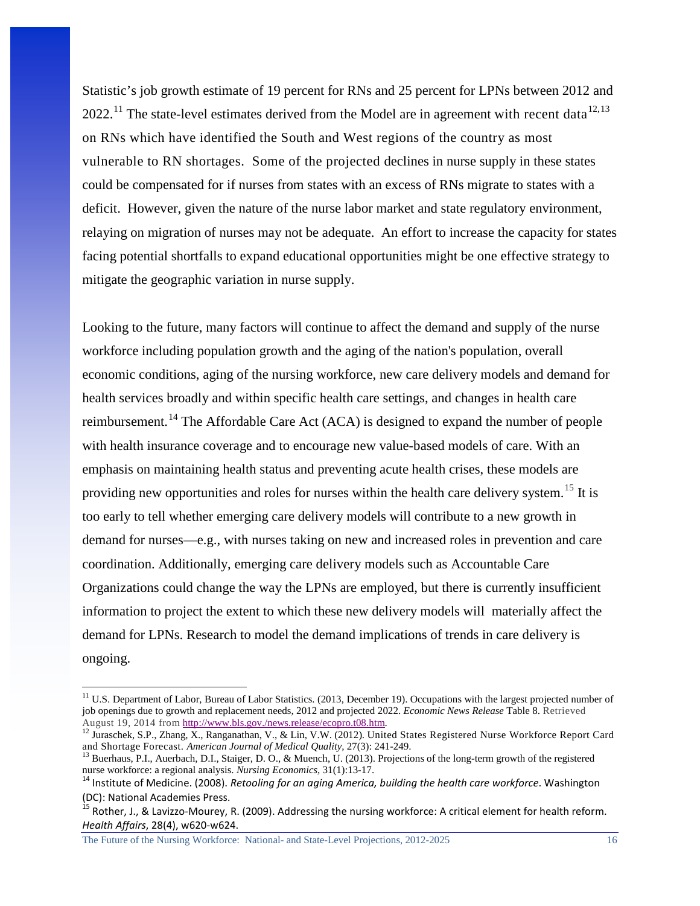Statistic's job growth estimate of 19 percent for RNs and 25 percent for LPNs between 2012 and 2022.[11] The state-level estimates derived from the Model are in agreement with recent data[12,13] on RNs which have identified the South and West regions of the country as most vulnerable to RN shortages. Some of the projected declines in nurse supply in these states could be compensated for if nurses from states with an excess of RNs migrate to states with a deficit. However, given the nature of the nurse labor market and state regulatory environment, relaying on migration of nurses may not be adequate. An effort to increase the capacity for states facing potential shortfalls to expand educational opportunities might be one effective strategy to mitigate the geographic variation in nurse supply.

Looking to the future, many factors will continue to affect the demand and supply of the nurse workforce including population growth and the aging of the nation's population, overall economic conditions, aging of the nursing workforce, new care delivery models and demand for health services broadly and within specific health care settings, and changes in health care reimbursement.[14] The Affordable Care Act (ACA) is designed to expand the number of people with health insurance coverage and to encourage new value-based models of care. With an emphasis on maintaining health status and preventing acute health crises, these models are providing new opportunities and roles for nurses within the health care delivery system.[15] It is too early to tell whether emerging care delivery models will contribute to a new growth in demand for nurses—e.g., with nurses taking on new and increased roles in prevention and care coordination. Additionally, emerging care delivery models such as Accountable Care Organizations could change the way the LPNs are employed, but there is currently insufficient information to project the extent to which these new delivery models will materially affect the demand for LPNs. Research to model the demand implications of trends in care delivery is ongoing.

---

[11] U.S. Department of Labor, Bureau of Labor Statistics. (2013, December 19). Occupations with the largest projected number of job openings due to growth and replacement needs, 2012 and projected 2022. *Economic News Release* Table 8. Retrieved August 19, 2014 from http://www.bls.gov./news.release/ecopro.t08.htm.

[12] Juraschek, S.P., Zhang, X., Ranganathan, V., & Lin, V.W. (2012). United States Registered Nurse Workforce Report Card and Shortage Forecast. *American Journal of Medical Quality,* 27(3): 241-249.

[13] Buerhaus, P.I., Auerbach, D.I., Staiger, D. O., & Muench, U. (2013). Projections of the long-term growth of the registered nurse workforce: a regional analysis. *Nursing Economics,* 31(1):13-17.

[14] Institute of Medicine. (2008). *Retooling for an aging America, building the health care workforce*. Washington (DC): National Academies Press.

[15] Rother, J., & Lavizzo-Mourey, R. (2009). Addressing the nursing workforce: A critical element for health reform. *Health Affairs*, 28(4), w620-w624.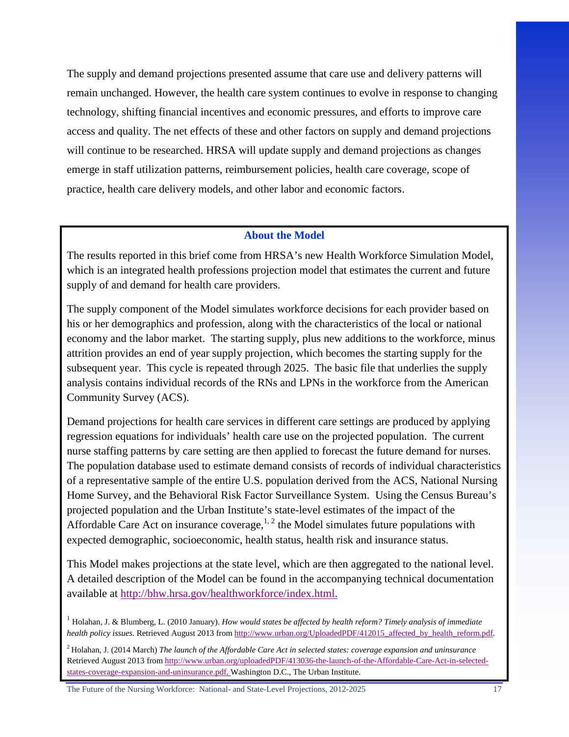The supply and demand projections presented assume that care use and delivery patterns will remain unchanged. However, the health care system continues to evolve in response to changing technology, shifting financial incentives and economic pressures, and efforts to improve care access and quality. The net effects of these and other factors on supply and demand projections will continue to be researched. HRSA will update supply and demand projections as changes emerge in staff utilization patterns, reimbursement policies, health care coverage, scope of practice, health care delivery models, and other labor and economic factors.

## About the Model

The results reported in this brief come from HRSA's new Health Workforce Simulation Model, which is an integrated health professions projection model that estimates the current and future supply of and demand for health care providers.

The supply component of the Model simulates workforce decisions for each provider based on his or her demographics and profession, along with the characteristics of the local or national economy and the labor market. The starting supply, plus new additions to the workforce, minus attrition provides an end of year supply projection, which becomes the starting supply for the subsequent year. This cycle is repeated through 2025. The basic file that underlies the supply analysis contains individual records of the RNs and LPNs in the workforce from the American Community Survey (ACS).

Demand projections for health care services in different care settings are produced by applying regression equations for individuals' health care use on the projected population. The current nurse staffing patterns by care setting are then applied to forecast the future demand for nurses. The population database used to estimate demand consists of records of individual characteristics of a representative sample of the entire U.S. population derived from the ACS, National Nursing Home Survey, and the Behavioral Risk Factor Surveillance System. Using the Census Bureau's projected population and the Urban Institute's state-level estimates of the impact of the Affordable Care Act on insurance coverage,[1, 2] the Model simulates future populations with expected demographic, socioeconomic, health status, health risk and insurance status.

This Model makes projections at the state level, which are then aggregated to the national level. A detailed description of the Model can be found in the accompanying technical documentation available at http://bhw.hrsa.gov/healthworkforce/index.html.

[1] Holahan, J. & Blumberg, L. (2010 January). *How would states be affected by health reform? Timely analysis of immediate health policy issues.* Retrieved August 2013 from http://www.urban.org/UploadedPDF/412015_affected_by_health_reform.pdf.

[2] Holahan, J. (2014 March) *The launch of the Affordable Care Act in selected states: coverage expansion and uninsurance* Retrieved August 2013 from http://www.urban.org/uploadedPDF/413036-the-launch-of-the-Affordable-Care-Act-in-selected-states-coverage-expansion-and-uninsurance.pdf. Washington D.C., The Urban Institute.